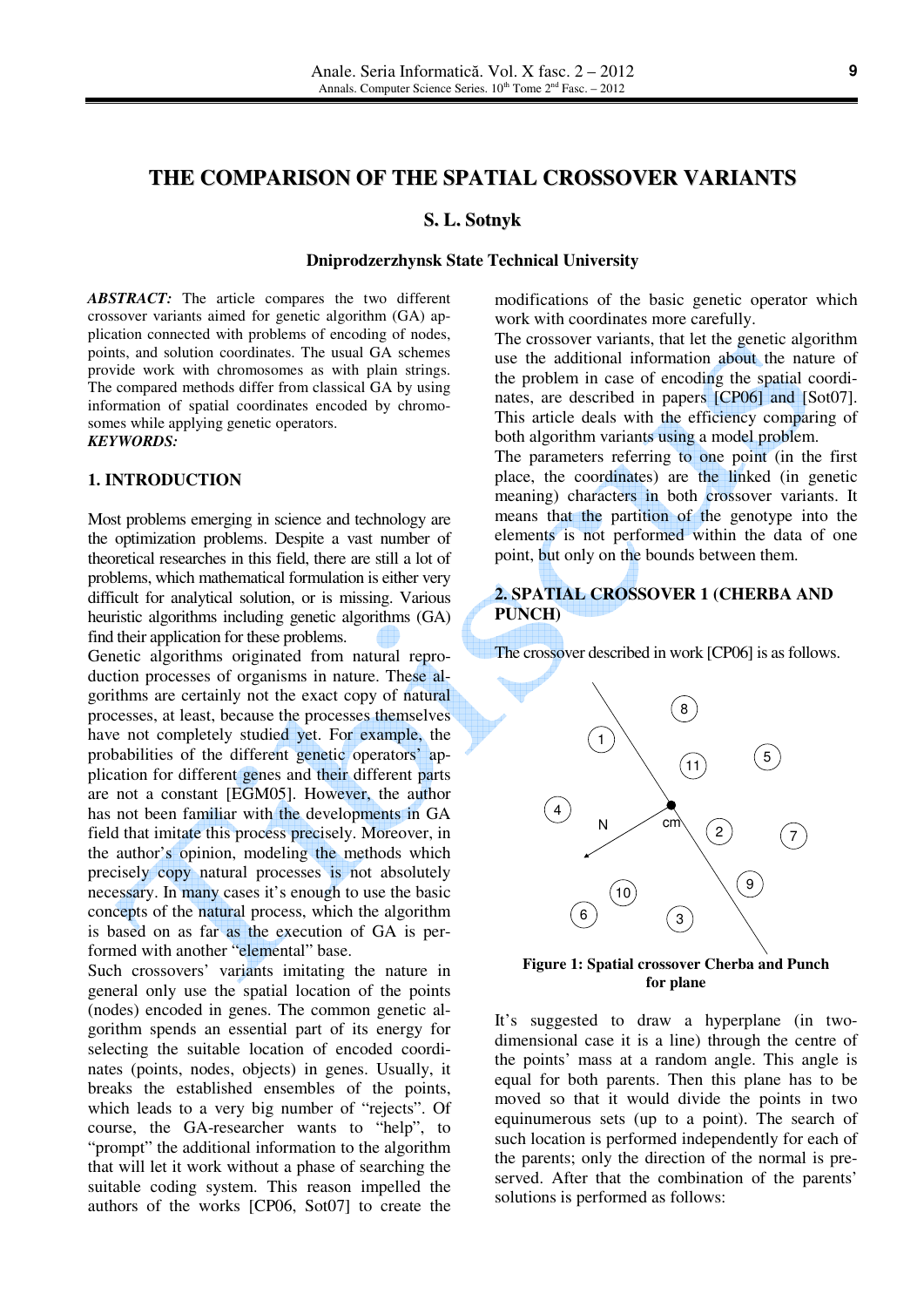# THE COMPARISON OF THE SPATIAL CROSSOVER VARIANTS

**S. L. Sotnyk**

**Dniprodzerzhynsk State Technical University**

***ABSTRACT:*** The article compares the two different crossover variants aimed for genetic algorithm (GA) application connected with problems of encoding of nodes, points, and solution coordinates. The usual GA schemes provide work with chromosomes as with plain strings. The compared methods differ from classical GA by using information of spatial coordinates encoded by chromosomes while applying genetic operators.

***KEYWORDS:***

## 1. INTRODUCTION

Most problems emerging in science and technology are the optimization problems. Despite a vast number of theoretical researches in this field, there are still a lot of problems, which mathematical formulation is either very difficult for analytical solution, or is missing. Various heuristic algorithms including genetic algorithms (GA) find their application for these problems.

Genetic algorithms originated from natural reproduction processes of organisms in nature. These algorithms are certainly not the exact copy of natural processes, at least, because the processes themselves have not completely studied yet. For example, the probabilities of the different genetic operators' application for different genes and their different parts are not a constant [EGM05]. However, the author has not been familiar with the developments in GA field that imitate this process precisely. Moreover, in the author's opinion, modeling the methods which precisely copy natural processes is not absolutely necessary. In many cases it's enough to use the basic concepts of the natural process, which the algorithm is based on as far as the execution of GA is performed with another "elemental" base.

Such crossovers' variants imitating the nature in general only use the spatial location of the points (nodes) encoded in genes. The common genetic algorithm spends an essential part of its energy for selecting the suitable location of encoded coordinates (points, nodes, objects) in genes. Usually, it breaks the established ensembles of the points, which leads to a very big number of "rejects". Of course, the GA-researcher wants to "help", to "prompt" the additional information to the algorithm that will let it work without a phase of searching the suitable coding system. This reason impelled the authors of the works [CP06, Sot07] to create the modifications of the basic genetic operator which work with coordinates more carefully.

The crossover variants, that let the genetic algorithm use the additional information about the nature of the problem in case of encoding the spatial coordinates, are described in papers [CP06] and [Sot07]. This article deals with the efficiency comparing of both algorithm variants using a model problem.

The parameters referring to one point (in the first place, the coordinates) are the linked (in genetic meaning) characters in both crossover variants. It means that the partition of the genotype into the elements is not performed within the data of one point, but only on the bounds between them.

## 2. SPATIAL CROSSOVER 1 (CHERBA AND PUNCH)

The crossover described in work [CP06] is as follows.

**Figure 1: Spatial crossover Cherba and Punch for plane**

It's suggested to draw a hyperplane (in two-dimensional case it is a line) through the centre of the points' mass at a random angle. This angle is equal for both parents. Then this plane has to be moved so that it would divide the points in two equinumerous sets (up to a point). The search of such location is performed independently for each of the parents; only the direction of the normal is preserved. After that the combination of the parents' solutions is performed as follows: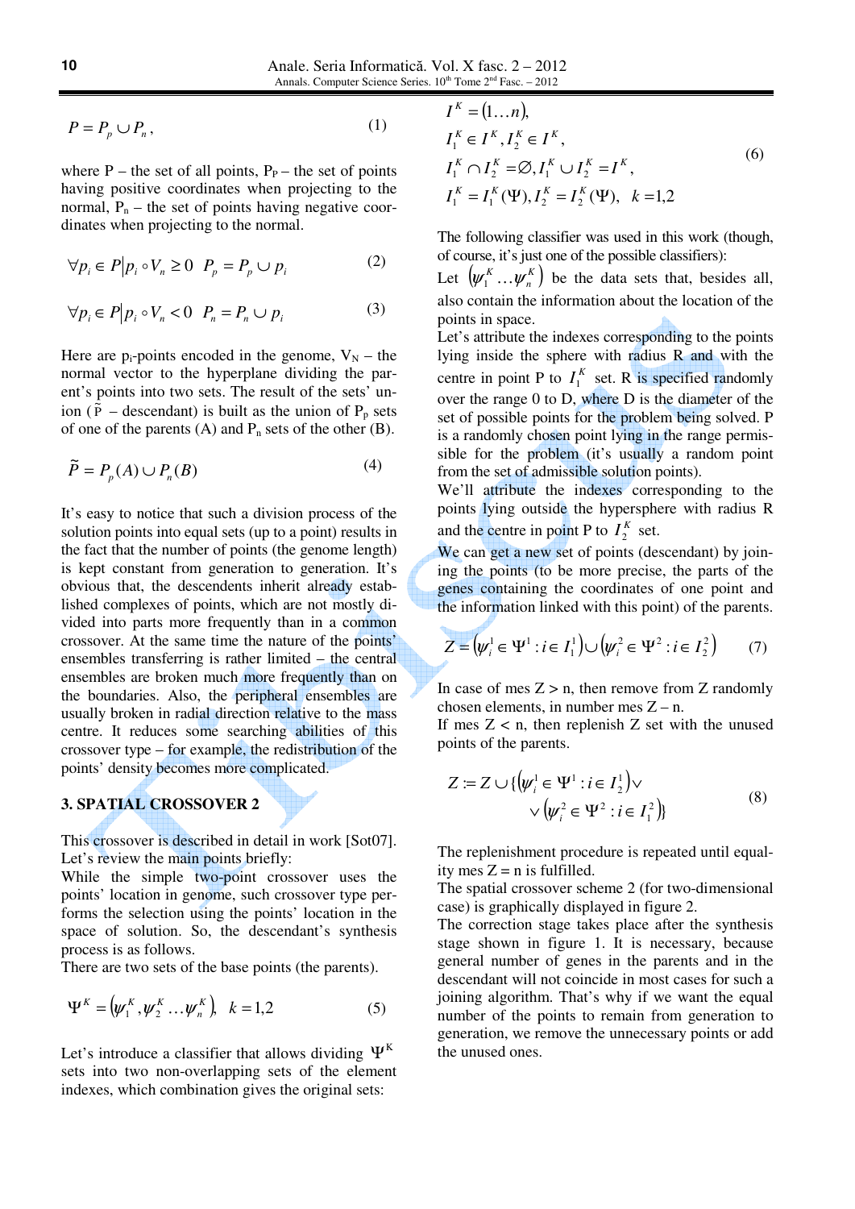$$P = P_p \cup P_n, \tag{1}$$

where P – the set of all points, $P_P$ – the set of points having positive coordinates when projecting to the normal, $P_n$ – the set of points having negative coordinates when projecting to the normal.

$$\forall p_i \in P \big| p_i \circ V_n \geq 0 \quad P_p = P_p \cup p_i \tag{2}$$

$$\forall p_i \in P \big| p_i \circ V_n < 0 \quad P_n = P_n \cup p_i \tag{3}$$

Here are $p_i$-points encoded in the genome, $V_N$ – the normal vector to the hyperplane dividing the parent's points into two sets. The result of the sets' union ($\tilde{P}$ – descendant) is built as the union of $P_p$ sets of one of the parents (A) and $P_n$ sets of the other (B).

$$\tilde{P} = P_p(A) \cup P_n(B) \tag{4}$$

It's easy to notice that such a division process of the solution points into equal sets (up to a point) results in the fact that the number of points (the genome length) is kept constant from generation to generation. It's obvious that, the descendents inherit already established complexes of points, which are not mostly divided into parts more frequently than in a common crossover. At the same time the nature of the points' ensembles transferring is rather limited – the central ensembles are broken much more frequently than on the boundaries. Also, the peripheral ensembles are usually broken in radial direction relative to the mass centre. It reduces some searching abilities of this crossover type – for example, the redistribution of the points' density becomes more complicated.

### 3. SPATIAL CROSSOVER 2

This crossover is described in detail in work [Sot07]. Let's review the main points briefly:

While the simple two-point crossover uses the points' location in genome, such crossover type performs the selection using the points' location in the space of solution. So, the descendant's synthesis process is as follows.

There are two sets of the base points (the parents).

$$\Psi^K = \left(\psi_1^K, \psi_2^K \ldots \psi_n^K\right), \quad k = 1,2 \tag{5}$$

Let's introduce a classifier that allows dividing $\Psi^K$ sets into two non-overlapping sets of the element indexes, which combination gives the original sets:

$$\begin{aligned}
&I^K = (1 \ldots n), \\
&I_1^K \in I^K, I_2^K \in I^K, \\
&I_1^K \cap I_2^K = \varnothing, I_1^K \cup I_2^K = I^K, \\
&I_1^K = I_1^K(\Psi), I_2^K = I_2^K(\Psi), \quad k = 1,2
\end{aligned} \tag{6}$$

The following classifier was used in this work (though, of course, it's just one of the possible classifiers):

Let $\left(\psi_1^K \ldots \psi_n^K\right)$ be the data sets that, besides all, also contain the information about the location of the points in space.

Let's attribute the indexes corresponding to the points lying inside the sphere with radius R and with the centre in point P to $I_1^K$ set. R is specified randomly over the range 0 to D, where D is the diameter of the set of possible points for the problem being solved. P is a randomly chosen point lying in the range permissible for the problem (it's usually a random point from the set of admissible solution points).

We'll attribute the indexes corresponding to the points lying outside the hypersphere with radius R and the centre in point P to $I_2^K$ set.

We can get a new set of points (descendant) by joining the points (to be more precise, the parts of the genes containing the coordinates of one point and the information linked with this point) of the parents.

$$Z = \left(\psi_i^1 \in \Psi^1 : i \in I_1^1\right) \cup \left(\psi_i^2 \in \Psi^2 : i \in I_2^2\right) \tag{7}$$

In case of mes Z > n, then remove from Z randomly chosen elements, in number mes Z – n.

If mes Z < n, then replenish Z set with the unused points of the parents.

$$\begin{aligned}
Z := Z \cup \{&\left(\psi_i^1 \in \Psi^1 : i \in I_2^1\right) \vee \\
&\vee \left(\psi_i^2 \in \Psi^2 : i \in I_1^2\right)\}
\end{aligned} \tag{8}$$

The replenishment procedure is repeated until equality mes Z = n is fulfilled.

The spatial crossover scheme 2 (for two-dimensional case) is graphically displayed in figure 2.

The correction stage takes place after the synthesis stage shown in figure 1. It is necessary, because general number of genes in the parents and in the descendant will not coincide in most cases for such a joining algorithm. That's why if we want the equal number of the points to remain from generation to generation, we remove the unnecessary points or add the unused ones.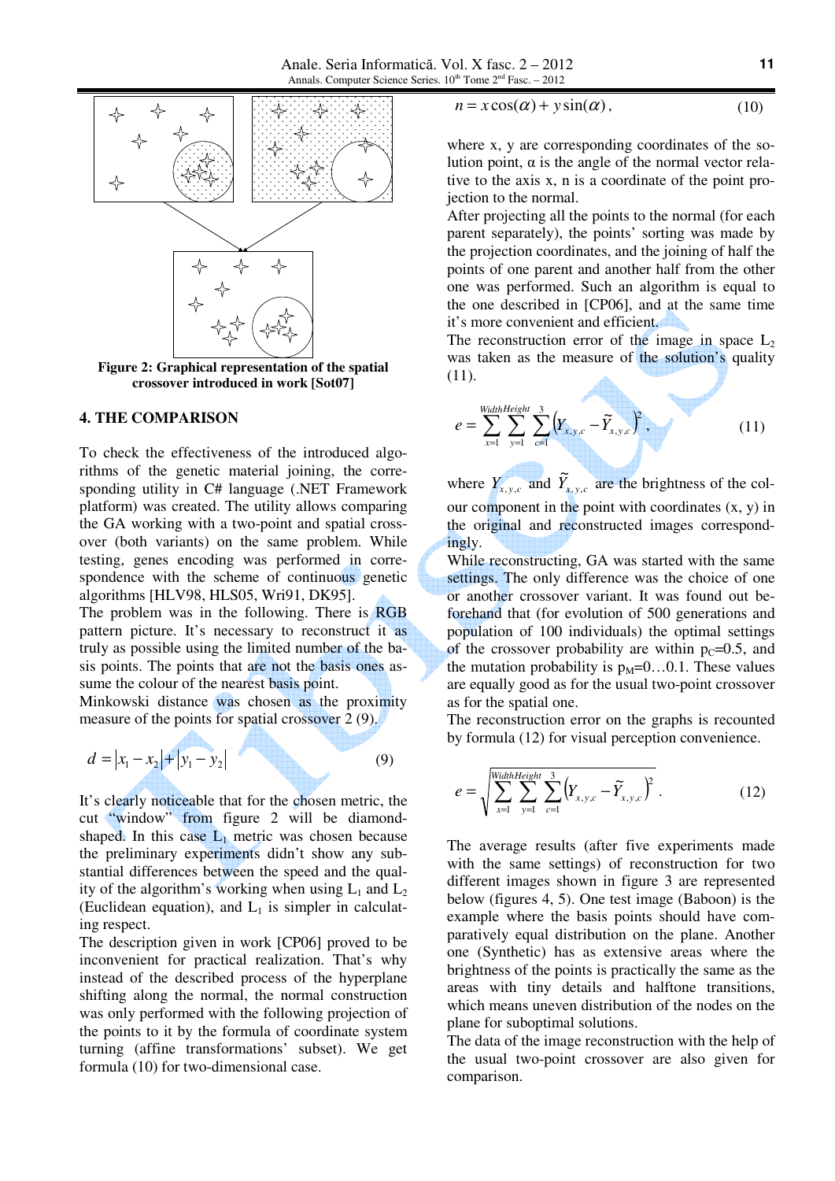Figure 2: Graphical representation of the spatial crossover introduced in work [Sot07]

## 4. THE COMPARISON

To check the effectiveness of the introduced algorithms of the genetic material joining, the corresponding utility in C# language (.NET Framework platform) was created. The utility allows comparing the GA working with a two-point and spatial crossover (both variants) on the same problem. While testing, genes encoding was performed in correspondence with the scheme of continuous genetic algorithms [HLV98, HLS05, Wri91, DK95].

The problem was in the following. There is RGB pattern picture. It's necessary to reconstruct it as truly as possible using the limited number of the basis points. The points that are not the basis ones assume the colour of the nearest basis point.

Minkowski distance was chosen as the proximity measure of the points for spatial crossover 2 (9).

$$d = |x_1 - x_2| + |y_1 - y_2| \tag{9}$$

It's clearly noticeable that for the chosen metric, the cut "window" from figure 2 will be diamond-shaped. In this case $L_1$ metric was chosen because the preliminary experiments didn't show any substantial differences between the speed and the quality of the algorithm's working when using $L_1$ and $L_2$ (Euclidean equation), and $L_1$ is simpler in calculating respect.

The description given in work [CP06] proved to be inconvenient for practical realization. That's why instead of the described process of the hyperplane shifting along the normal, the normal construction was only performed with the following projection of the points to it by the formula of coordinate system turning (affine transformations' subset). We get formula (10) for two-dimensional case.

$$n = x\cos(\alpha) + y\sin(\alpha), \tag{10}$$

where x, y are corresponding coordinates of the solution point, α is the angle of the normal vector relative to the axis x, n is a coordinate of the point projection to the normal.

After projecting all the points to the normal (for each parent separately), the points' sorting was made by the projection coordinates, and the joining of half the points of one parent and another half from the other one was performed. Such an algorithm is equal to the one described in [CP06], and at the same time it's more convenient and efficient.

The reconstruction error of the image in space $L_2$ was taken as the measure of the solution's quality (11).

$$e = \sum_{x=1}^{Width}\sum_{y=1}^{Height}\sum_{c=1}^{3}\left(Y_{x,y,c} - \tilde{Y}_{x,y,c}\right)^2, \tag{11}$$

where $Y_{x,y,c}$ and $\tilde{Y}_{x,y,c}$ are the brightness of the colour component in the point with coordinates (x, y) in the original and reconstructed images correspondingly.

While reconstructing, GA was started with the same settings. The only difference was the choice of one or another crossover variant. It was found out beforehand that (for evolution of 500 generations and population of 100 individuals) the optimal settings of the crossover probability are within $p_C$=0.5, and the mutation probability is $p_M$=0…0.1. These values are equally good as for the usual two-point crossover as for the spatial one.

The reconstruction error on the graphs is recounted by formula (12) for visual perception convenience.

$$e = \sqrt{\sum_{x=1}^{Width}\sum_{y=1}^{Height}\sum_{c=1}^{3}\left(Y_{x,y,c} - \tilde{Y}_{x,y,c}\right)^2}. \tag{12}$$

The average results (after five experiments made with the same settings) of reconstruction for two different images shown in figure 3 are represented below (figures 4, 5). One test image (Baboon) is the example where the basis points should have comparatively equal distribution on the plane. Another one (Synthetic) has as extensive areas where the brightness of the points is practically the same as the areas with tiny details and halftone transitions, which means uneven distribution of the nodes on the plane for suboptimal solutions.

The data of the image reconstruction with the help of the usual two-point crossover are also given for comparison.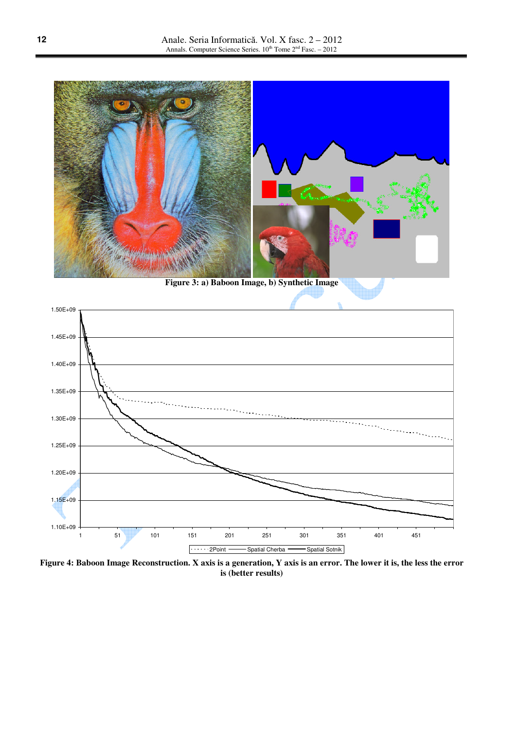**Figure 3: a) Baboon Image, b) Synthetic Image**

**Figure 4: Baboon Image Reconstruction. X axis is a generation, Y axis is an error. The lower it is, the less the error is (better results)**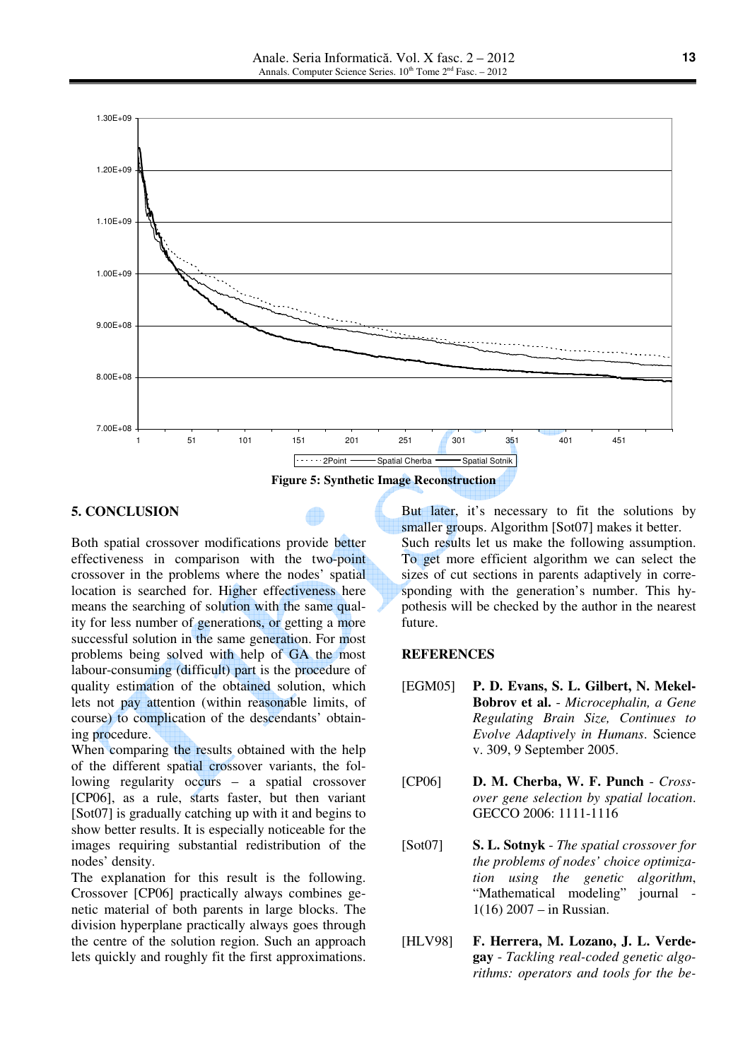Figure 5: Synthetic Image Reconstruction

## 5. CONCLUSION

Both spatial crossover modifications provide better effectiveness in comparison with the two-point crossover in the problems where the nodes' spatial location is searched for. Higher effectiveness here means the searching of solution with the same quality for less number of generations, or getting a more successful solution in the same generation. For most problems being solved with help of GA the most labour-consuming (difficult) part is the procedure of quality estimation of the obtained solution, which lets not pay attention (within reasonable limits, of course) to complication of the descendants' obtaining procedure.

When comparing the results obtained with the help of the different spatial crossover variants, the following regularity occurs – a spatial crossover [CP06], as a rule, starts faster, but then variant [Sot07] is gradually catching up with it and begins to show better results. It is especially noticeable for the images requiring substantial redistribution of the nodes' density.

The explanation for this result is the following. Crossover [CP06] practically always combines genetic material of both parents in large blocks. The division hyperplane practically always goes through the centre of the solution region. Such an approach lets quickly and roughly fit the first approximations. But later, it's necessary to fit the solutions by smaller groups. Algorithm [Sot07] makes it better.

Such results let us make the following assumption. To get more efficient algorithm we can select the sizes of cut sections in parents adaptively in corresponding with the generation's number. This hypothesis will be checked by the author in the nearest future.

## REFERENCES

[EGM05] **P. D. Evans, S. L. Gilbert, N. Mekel-Bobrov et al.** - *Microcephalin, a Gene Regulating Brain Size, Continues to Evolve Adaptively in Humans*. Science v. 309, 9 September 2005.

[CP06] **D. M. Cherba, W. F. Punch** - *Crossover gene selection by spatial location*. GECCO 2006: 1111-1116

[Sot07] **S. L. Sotnyk** - *The spatial crossover for the problems of nodes' choice optimization using the genetic algorithm*, "Mathematical modeling" journal - 1(16) 2007 – in Russian.

[HLV98] **F. Herrera, M. Lozano, J. L. Verdegay** - *Tackling real-coded genetic algorithms: operators and tools for the be-*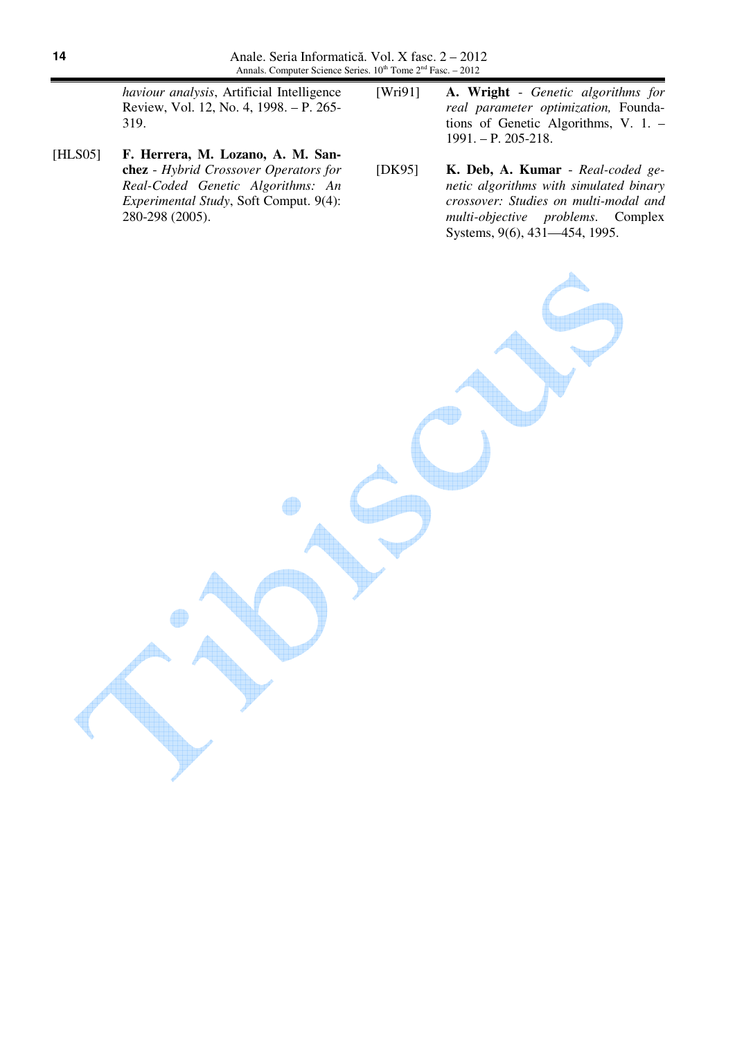*haviour analysis*, Artificial Intelligence Review, Vol. 12, No. 4, 1998. – P. 265-319.

[HLS05] **F. Herrera, M. Lozano, A. M. Sanchez** - *Hybrid Crossover Operators for Real-Coded Genetic Algorithms: An Experimental Study*, Soft Comput. 9(4): 280-298 (2005).

[Wri91] **A. Wright** - *Genetic algorithms for real parameter optimization,* Foundations of Genetic Algorithms, V. 1. – 1991. – P. 205-218.

[DK95] **K. Deb, A. Kumar** - *Real-coded genetic algorithms with simulated binary crossover: Studies on multi-modal and multi-objective problems*. Complex Systems, 9(6), 431—454, 1995.